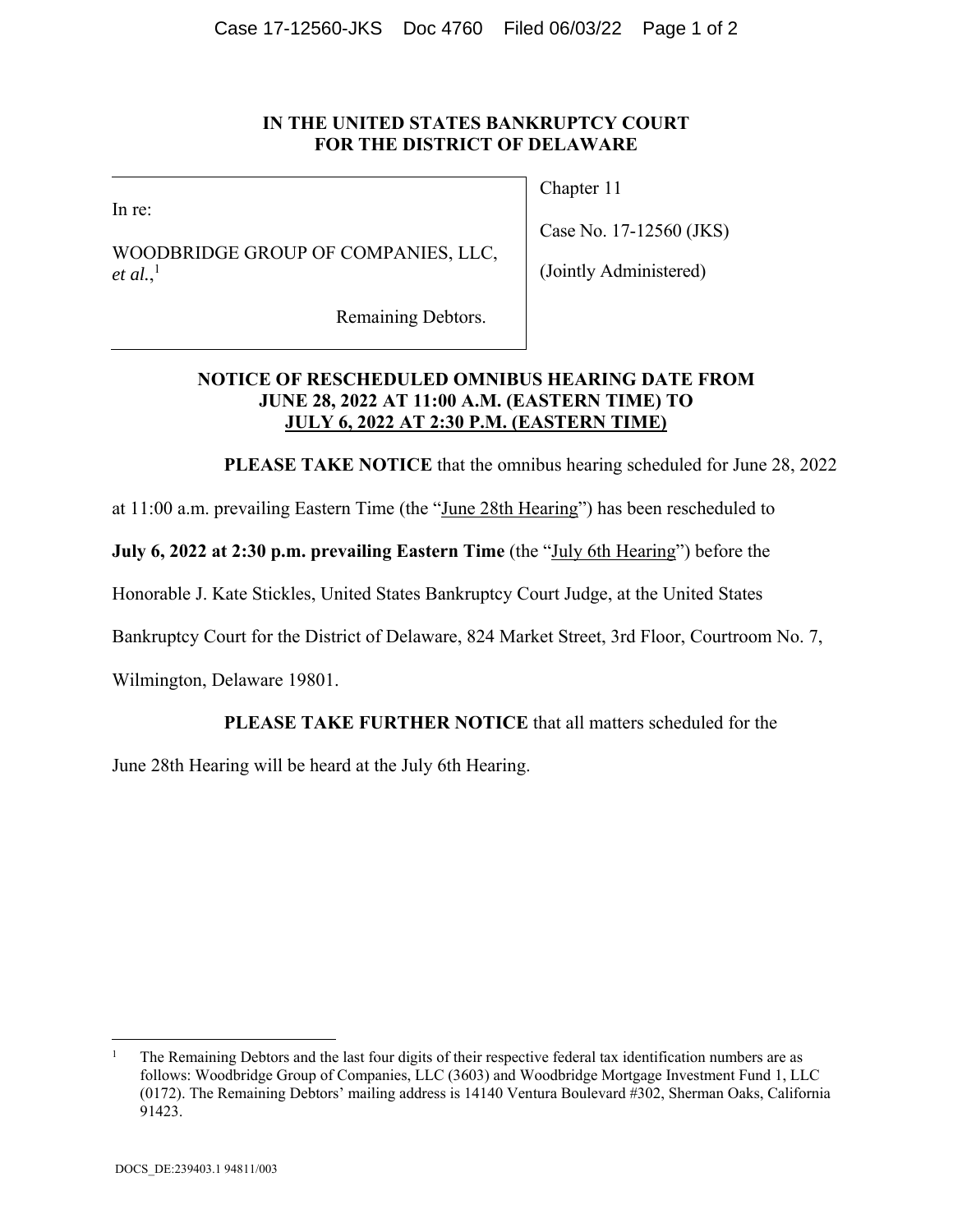**IN THE UNITED STATES BANKRUPTCY COURT**
**FOR THE DISTRICT OF DELAWARE**

| | |
|---|---|
| In re:<br><br>WOODBRIDGE GROUP OF COMPANIES, LLC, *et al.*,[1]<br><br>Remaining Debtors. | Chapter 11<br><br>Case No. 17-12560 (JKS)<br><br>(Jointly Administered) |

**NOTICE OF RESCHEDULED OMNIBUS HEARING DATE FROM JUNE 28, 2022 AT 11:00 A.M. (EASTERN TIME) TO JULY 6, 2022 AT 2:30 P.M. (EASTERN TIME)**

**PLEASE TAKE NOTICE** that the omnibus hearing scheduled for June 28, 2022 at 11:00 a.m. prevailing Eastern Time (the "June 28th Hearing") has been rescheduled to **July 6, 2022 at 2:30 p.m. prevailing Eastern Time** (the "July 6th Hearing") before the Honorable J. Kate Stickles, United States Bankruptcy Court Judge, at the United States Bankruptcy Court for the District of Delaware, 824 Market Street, 3rd Floor, Courtroom No. 7, Wilmington, Delaware 19801.

**PLEASE TAKE FURTHER NOTICE** that all matters scheduled for the June 28th Hearing will be heard at the July 6th Hearing.

---

[1] The Remaining Debtors and the last four digits of their respective federal tax identification numbers are as follows: Woodbridge Group of Companies, LLC (3603) and Woodbridge Mortgage Investment Fund 1, LLC (0172). The Remaining Debtors' mailing address is 14140 Ventura Boulevard #302, Sherman Oaks, California 91423.

DOCS_DE:239403.1 94811/003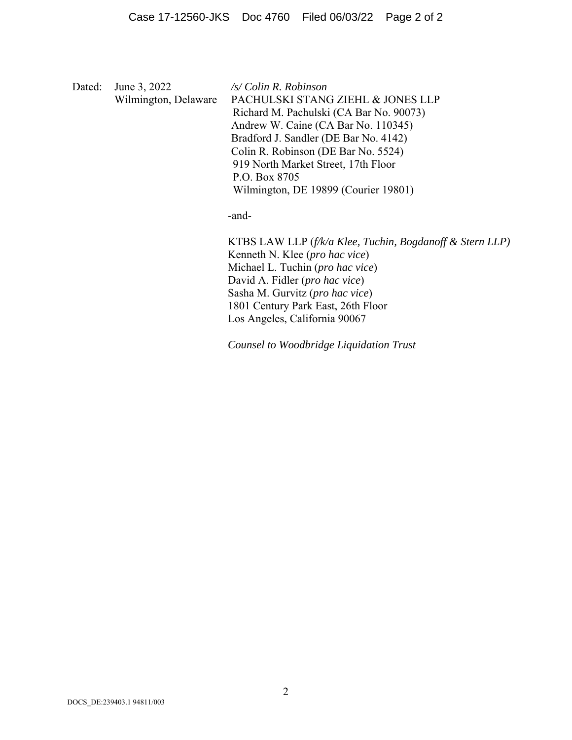Dated: June 3, 2022
Wilmington, Delaware

*/s/ Colin R. Robinson*
PACHULSKI STANG ZIEHL & JONES LLP
Richard M. Pachulski (CA Bar No. 90073)
Andrew W. Caine (CA Bar No. 110345)
Bradford J. Sandler (DE Bar No. 4142)
Colin R. Robinson (DE Bar No. 5524)
919 North Market Street, 17th Floor
P.O. Box 8705
Wilmington, DE 19899 (Courier 19801)

-and-

KTBS LAW LLP (*f/k/a Klee, Tuchin, Bogdanoff & Stern LLP)*
Kenneth N. Klee (*pro hac vice*)
Michael L. Tuchin (*pro hac vice*)
David A. Fidler (*pro hac vice*)
Sasha M. Gurvitz (*pro hac vice*)
1801 Century Park East, 26th Floor
Los Angeles, California 90067

*Counsel to Woodbridge Liquidation Trust*

DOCS_DE:239403.1 94811/003